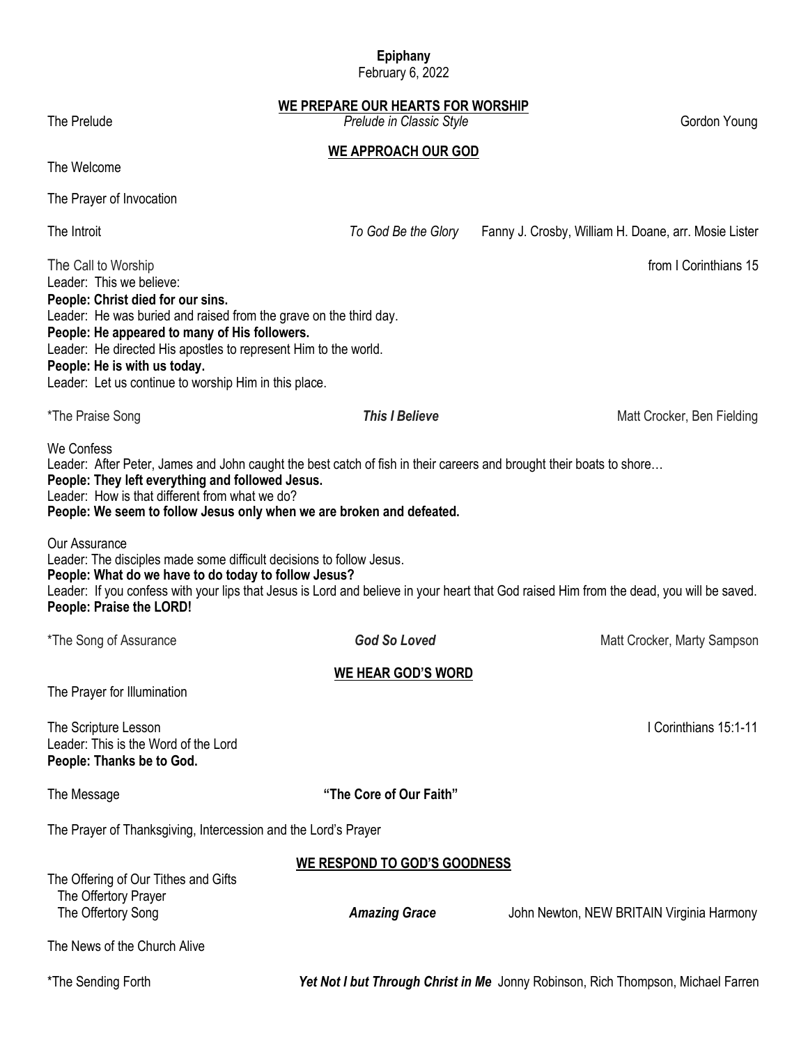**Epiphany**
February 6, 2022

## WE PREPARE OUR HEARTS FOR WORSHIP

The Prelude — *Prelude in Classic Style* — Gordon Young

## WE APPROACH OUR GOD

The Welcome

The Prayer of Invocation

The Introit — *To God Be the Glory* — Fanny J. Crosby, William H. Doane, arr. Mosie Lister

The Call to Worship — from I Corinthians 15

Leader: This we believe:
**People: Christ died for our sins.**
Leader: He was buried and raised from the grave on the third day.
**People: He appeared to many of His followers.**
Leader: He directed His apostles to represent Him to the world.
**People: He is with us today.**
Leader: Let us continue to worship Him in this place.

*The Praise Song — ***This I Believe*** — Matt Crocker, Ben Fielding

We Confess
Leader: After Peter, James and John caught the best catch of fish in their careers and brought their boats to shore…
**People: They left everything and followed Jesus.**
Leader: How is that different from what we do?
**People: We seem to follow Jesus only when we are broken and defeated.**

Our Assurance
Leader: The disciples made some difficult decisions to follow Jesus.
**People: What do we have to do today to follow Jesus?**
Leader: If you confess with your lips that Jesus is Lord and believe in your heart that God raised Him from the dead, you will be saved.
**People: Praise the LORD!**

*The Song of Assurance — ***God So Loved*** — Matt Crocker, Marty Sampson

## WE HEAR GOD'S WORD

The Prayer for Illumination

The Scripture Lesson — I Corinthians 15:1-11
Leader: This is the Word of the Lord
**People: Thanks be to God.**

The Message — **"The Core of Our Faith"**

The Prayer of Thanksgiving, Intercession and the Lord's Prayer

## WE RESPOND TO GOD'S GOODNESS

The Offering of Our Tithes and Gifts
  The Offertory Prayer
  The Offertory Song — ***Amazing Grace*** — John Newton, NEW BRITAIN Virginia Harmony

The News of the Church Alive

*The Sending Forth — ***Yet Not I but Through Christ in Me*** — Jonny Robinson, Rich Thompson, Michael Farren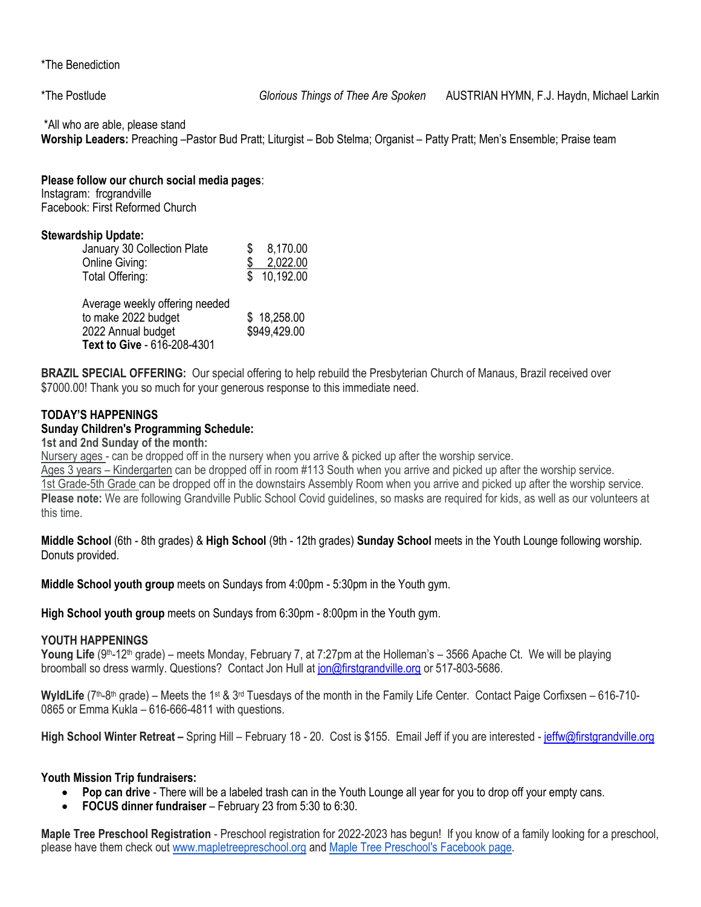*The Benediction

*The Postlude *Glorious Things of Thee Are Spoken* AUSTRIAN HYMN, F.J. Haydn, Michael Larkin

*All who are able, please stand

**Worship Leaders:** Preaching –Pastor Bud Pratt; Liturgist – Bob Stelma; Organist – Patty Pratt; Men's Ensemble; Praise team

**Please follow our church social media pages**:
Instagram: frcgrandville
Facebook: First Reformed Church

**Stewardship Update:**

| | |
|---|---|
| January 30 Collection Plate | $ 8,170.00 |
| Online Giving: | $ 2,022.00 |
| Total Offering: | $ 10,192.00 |
| | |
| Average weekly offering needed to make 2022 budget | $ 18,258.00 |
| 2022 Annual budget | $949,429.00 |
| **Text to Give** - 616-208-4301 | |

**BRAZIL SPECIAL OFFERING:** Our special offering to help rebuild the Presbyterian Church of Manaus, Brazil received over $7000.00! Thank you so much for your generous response to this immediate need.

**TODAY'S HAPPENINGS**

**Sunday Children's Programming Schedule:**

**1st and 2nd Sunday of the month:**

Nursery ages - can be dropped off in the nursery when you arrive & picked up after the worship service.
Ages 3 years – Kindergarten can be dropped off in room #113 South when you arrive and picked up after the worship service.
1st Grade-5th Grade can be dropped off in the downstairs Assembly Room when you arrive and picked up after the worship service.
**Please note:** We are following Grandville Public School Covid guidelines, so masks are required for kids, as well as our volunteers at this time.

**Middle School** (6th - 8th grades) & **High School** (9th - 12th grades) **Sunday School** meets in the Youth Lounge following worship. Donuts provided.

**Middle School youth group** meets on Sundays from 4:00pm - 5:30pm in the Youth gym.

**High School youth group** meets on Sundays from 6:30pm - 8:00pm in the Youth gym.

**YOUTH HAPPENINGS**

**Young Life** (9th-12th grade) – meets Monday, February 7, at 7:27pm at the Holleman's – 3566 Apache Ct. We will be playing broomball so dress warmly. Questions? Contact Jon Hull at jon@firstgrandville.org or 517-803-5686.

**WyldLife** (7th-8th grade) – Meets the 1st & 3rd Tuesdays of the month in the Family Life Center. Contact Paige Corfixsen – 616-710-0865 or Emma Kukla – 616-666-4811 with questions.

**High School Winter Retreat –** Spring Hill – February 18 - 20. Cost is $155. Email Jeff if you are interested - jeffw@firstgrandville.org

**Youth Mission Trip fundraisers:**

- **Pop can drive** - There will be a labeled trash can in the Youth Lounge all year for you to drop off your empty cans.
- **FOCUS dinner fundraiser** – February 23 from 5:30 to 6:30.

**Maple Tree Preschool Registration** - Preschool registration for 2022-2023 has begun! If you know of a family looking for a preschool, please have them check out www.mapletreepreschool.org and Maple Tree Preschool's Facebook page.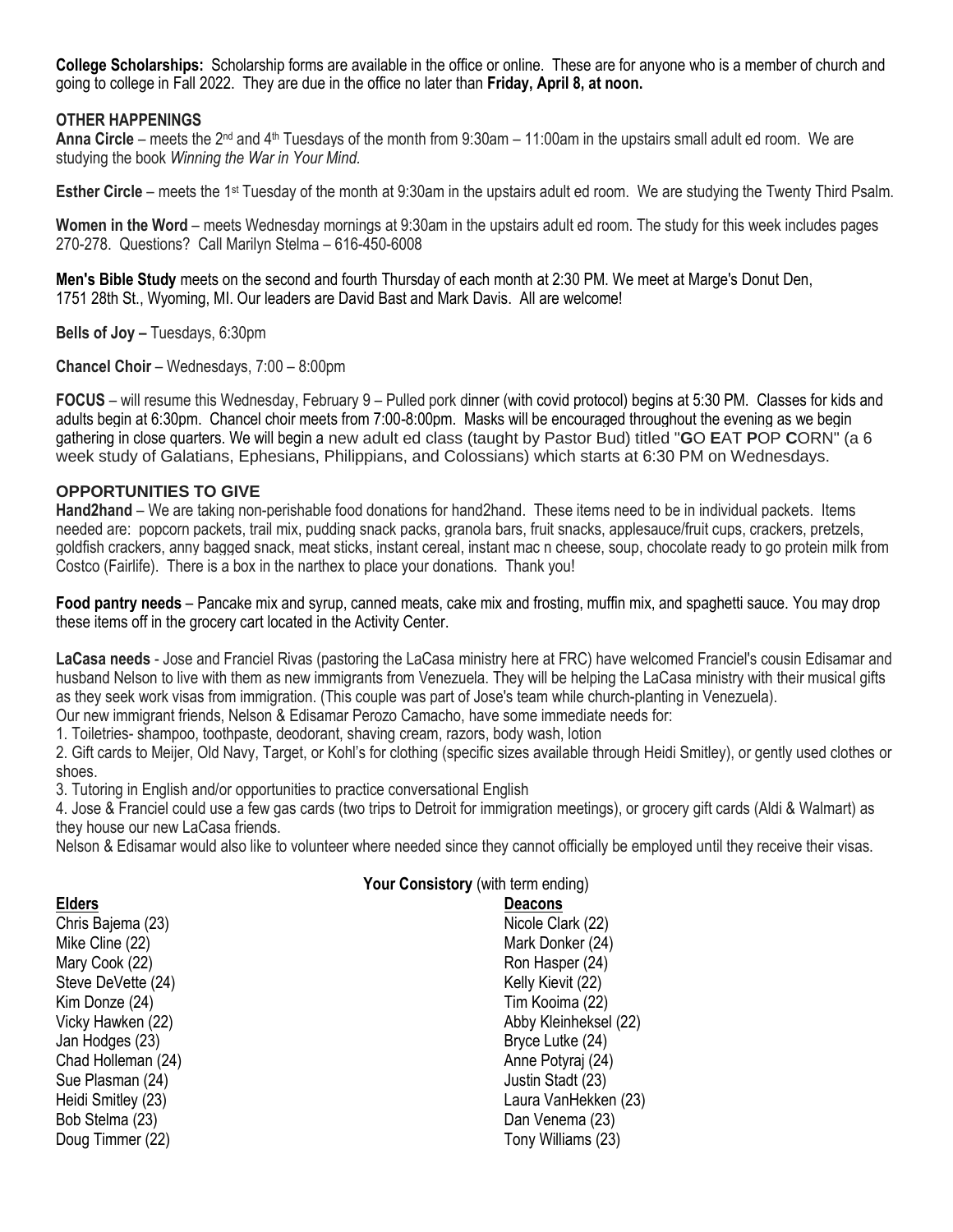**College Scholarships:** Scholarship forms are available in the office or online. These are for anyone who is a member of church and going to college in Fall 2022. They are due in the office no later than **Friday, April 8, at noon.**

## OTHER HAPPENINGS

**Anna Circle** – meets the 2nd and 4th Tuesdays of the month from 9:30am – 11:00am in the upstairs small adult ed room. We are studying the book *Winning the War in Your Mind*.

**Esther Circle** – meets the 1st Tuesday of the month at 9:30am in the upstairs adult ed room. We are studying the Twenty Third Psalm.

**Women in the Word** – meets Wednesday mornings at 9:30am in the upstairs adult ed room. The study for this week includes pages 270-278. Questions? Call Marilyn Stelma – 616-450-6008

**Men's Bible Study** meets on the second and fourth Thursday of each month at 2:30 PM. We meet at Marge's Donut Den, 1751 28th St., Wyoming, MI. Our leaders are David Bast and Mark Davis. All are welcome!

**Bells of Joy –** Tuesdays, 6:30pm

**Chancel Choir** – Wednesdays, 7:00 – 8:00pm

**FOCUS** – will resume this Wednesday, February 9 – Pulled pork dinner (with covid protocol) begins at 5:30 PM. Classes for kids and adults begin at 6:30pm. Chancel choir meets from 7:00-8:00pm. Masks will be encouraged throughout the evening as we begin gathering in close quarters. We will begin a new adult ed class (taught by Pastor Bud) titled "**G**O **E**AT **P**OP **C**ORN" (a 6 week study of Galatians, Ephesians, Philippians, and Colossians) which starts at 6:30 PM on Wednesdays.

## OPPORTUNITIES TO GIVE

**Hand2hand** – We are taking non-perishable food donations for hand2hand. These items need to be in individual packets. Items needed are: popcorn packets, trail mix, pudding snack packs, granola bars, fruit snacks, applesauce/fruit cups, crackers, pretzels, goldfish crackers, anny bagged snack, meat sticks, instant cereal, instant mac n cheese, soup, chocolate ready to go protein milk from Costco (Fairlife). There is a box in the narthex to place your donations. Thank you!

**Food pantry needs** – Pancake mix and syrup, canned meats, cake mix and frosting, muffin mix, and spaghetti sauce. You may drop these items off in the grocery cart located in the Activity Center.

**LaCasa needs** - Jose and Franciel Rivas (pastoring the LaCasa ministry here at FRC) have welcomed Franciel's cousin Edisamar and husband Nelson to live with them as new immigrants from Venezuela. They will be helping the LaCasa ministry with their musical gifts as they seek work visas from immigration. (This couple was part of Jose's team while church-planting in Venezuela).

Our new immigrant friends, Nelson & Edisamar Perozo Camacho, have some immediate needs for:

1. Toiletries- shampoo, toothpaste, deodorant, shaving cream, razors, body wash, lotion
2. Gift cards to Meijer, Old Navy, Target, or Kohl's for clothing (specific sizes available through Heidi Smitley), or gently used clothes or shoes.
3. Tutoring in English and/or opportunities to practice conversational English
4. Jose & Franciel could use a few gas cards (two trips to Detroit for immigration meetings), or grocery gift cards (Aldi & Walmart) as they house our new LaCasa friends.

Nelson & Edisamar would also like to volunteer where needed since they cannot officially be employed until they receive their visas.

**Your Consistory** (with term ending)

| **Elders** | **Deacons** |
|---|---|
| Chris Bajema (23) | Nicole Clark (22) |
| Mike Cline (22) | Mark Donker (24) |
| Mary Cook (22) | Ron Hasper (24) |
| Steve DeVette (24) | Kelly Kievit (22) |
| Kim Donze (24) | Tim Kooima (22) |
| Vicky Hawken (22) | Abby Kleinheksel (22) |
| Jan Hodges (23) | Bryce Lutke (24) |
| Chad Holleman (24) | Anne Potyraj (24) |
| Sue Plasman (24) | Justin Stadt (23) |
| Heidi Smitley (23) | Laura VanHekken (23) |
| Bob Stelma (23) | Dan Venema (23) |
| Doug Timmer (22) | Tony Williams (23) |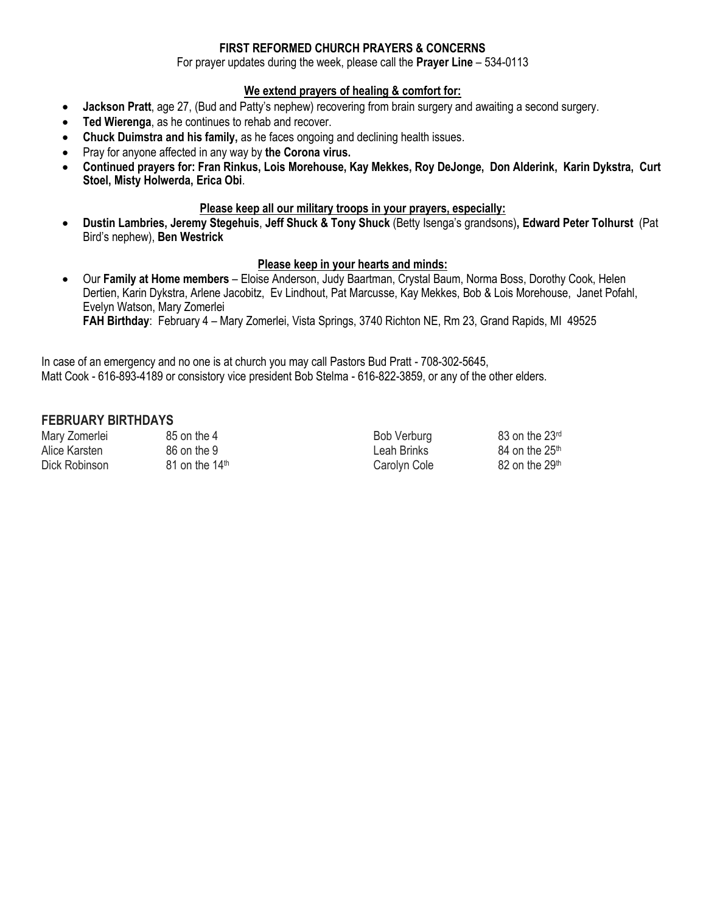## FIRST REFORMED CHURCH PRAYERS & CONCERNS

For prayer updates during the week, please call the **Prayer Line** – 534-0113

### We extend prayers of healing & comfort for:

- **Jackson Pratt**, age 27, (Bud and Patty's nephew) recovering from brain surgery and awaiting a second surgery.
- **Ted Wierenga**, as he continues to rehab and recover.
- **Chuck Duimstra and his family,** as he faces ongoing and declining health issues.
- Pray for anyone affected in any way by **the Corona virus.**
- **Continued prayers for: Fran Rinkus, Lois Morehouse, Kay Mekkes, Roy DeJonge, Don Alderink, Karin Dykstra, Curt Stoel, Misty Holwerda, Erica Obi**.

### Please keep all our military troops in your prayers, especially:

- **Dustin Lambries, Jeremy Stegehuis**, **Jeff Shuck & Tony Shuck** (Betty Isenga's grandsons)**, Edward Peter Tolhurst** (Pat Bird's nephew), **Ben Westrick**

### Please keep in your hearts and minds:

- Our **Family at Home members** – Eloise Anderson, Judy Baartman, Crystal Baum, Norma Boss, Dorothy Cook, Helen Dertien, Karin Dykstra, Arlene Jacobitz, Ev Lindhout, Pat Marcusse, Kay Mekkes, Bob & Lois Morehouse, Janet Pofahl, Evelyn Watson, Mary Zomerlei
  **FAH Birthday**: February 4 – Mary Zomerlei, Vista Springs, 3740 Richton NE, Rm 23, Grand Rapids, MI 49525

In case of an emergency and no one is at church you may call Pastors Bud Pratt - 708-302-5645, Matt Cook - 616-893-4189 or consistory vice president Bob Stelma - 616-822-3859, or any of the other elders.

## FEBRUARY BIRTHDAYS

| | | | |
|---|---|---|---|
| Mary Zomerlei | 85 on the 4 | Bob Verburg | 83 on the 23rd |
| Alice Karsten | 86 on the 9 | Leah Brinks | 84 on the 25th |
| Dick Robinson | 81 on the 14th | Carolyn Cole | 82 on the 29th |